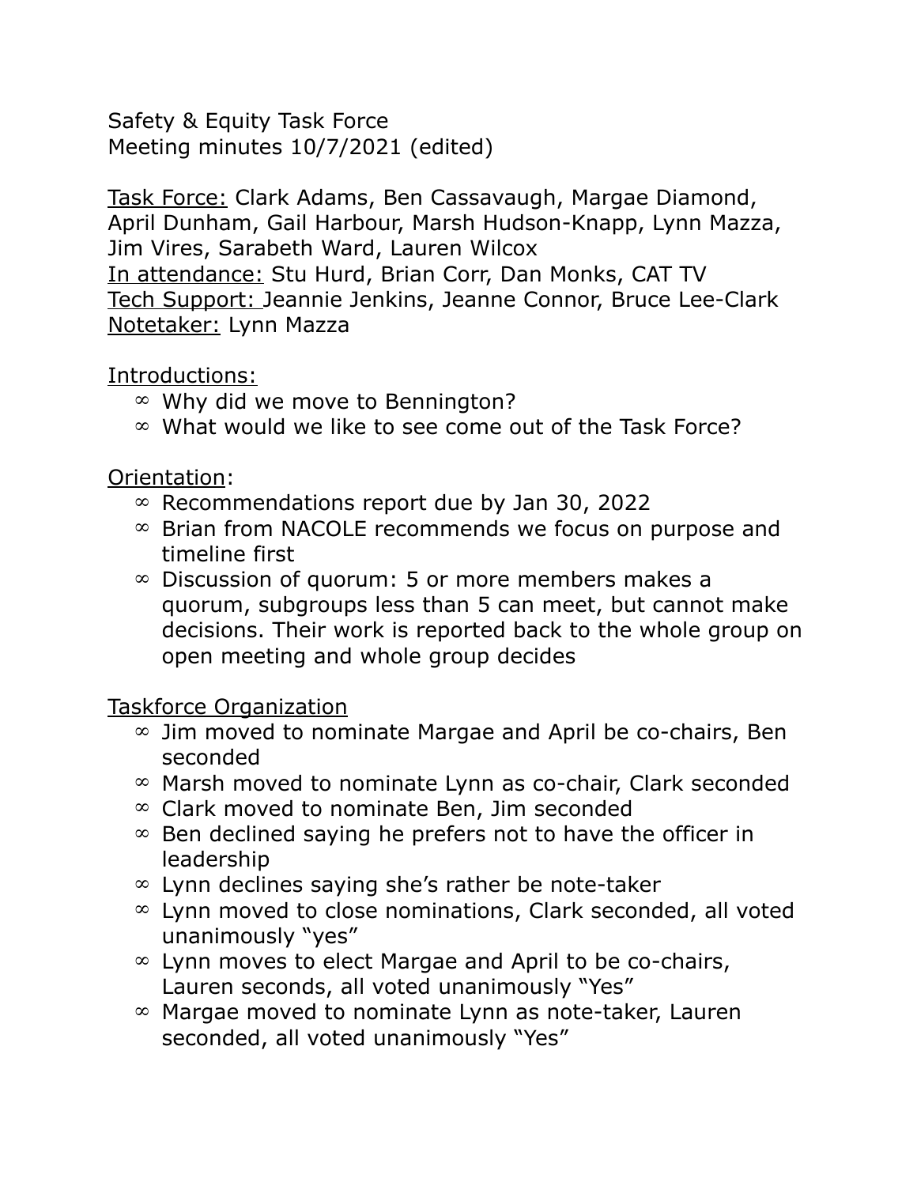Safety & Equity Task Force
Meeting minutes 10/7/2021 (edited)

Task Force: Clark Adams, Ben Cassavaugh, Margae Diamond, April Dunham, Gail Harbour, Marsh Hudson-Knapp, Lynn Mazza, Jim Vires, Sarabeth Ward, Lauren Wilcox
In attendance: Stu Hurd, Brian Corr, Dan Monks, CAT TV
Tech Support: Jeannie Jenkins, Jeanne Connor, Bruce Lee-Clark
Notetaker: Lynn Mazza

Introductions:

- Why did we move to Bennington?
- What would we like to see come out of the Task Force?

Orientation:

- Recommendations report due by Jan 30, 2022
- Brian from NACOLE recommends we focus on purpose and timeline first
- Discussion of quorum: 5 or more members makes a quorum, subgroups less than 5 can meet, but cannot make decisions. Their work is reported back to the whole group on open meeting and whole group decides

Taskforce Organization

- Jim moved to nominate Margae and April be co-chairs, Ben seconded
- Marsh moved to nominate Lynn as co-chair, Clark seconded
- Clark moved to nominate Ben, Jim seconded
- Ben declined saying he prefers not to have the officer in leadership
- Lynn declines saying she's rather be note-taker
- Lynn moved to close nominations, Clark seconded, all voted unanimously "yes"
- Lynn moves to elect Margae and April to be co-chairs, Lauren seconds, all voted unanimously "Yes"
- Margae moved to nominate Lynn as note-taker, Lauren seconded, all voted unanimously "Yes"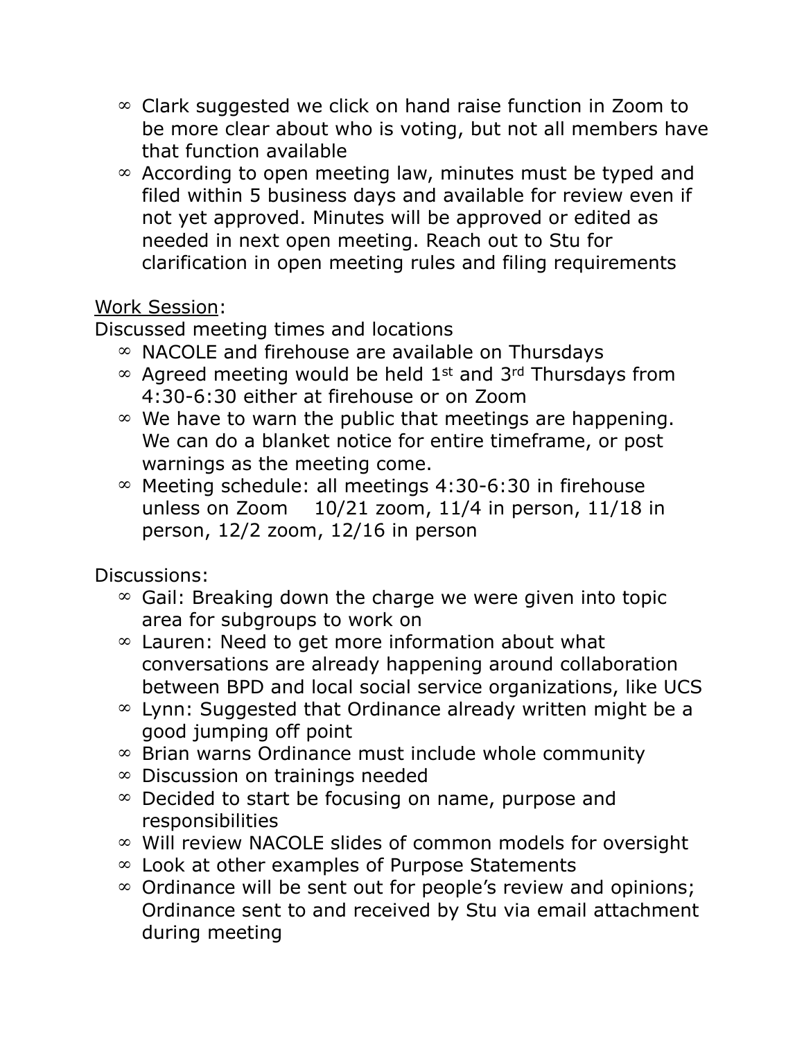- Clark suggested we click on hand raise function in Zoom to be more clear about who is voting, but not all members have that function available
- According to open meeting law, minutes must be typed and filed within 5 business days and available for review even if not yet approved. Minutes will be approved or edited as needed in next open meeting. Reach out to Stu for clarification in open meeting rules and filing requirements

<u>Work Session</u>:

Discussed meeting times and locations

- NACOLE and firehouse are available on Thursdays
- Agreed meeting would be held 1st and 3rd Thursdays from 4:30-6:30 either at firehouse or on Zoom
- We have to warn the public that meetings are happening. We can do a blanket notice for entire timeframe, or post warnings as the meeting come.
- Meeting schedule: all meetings 4:30-6:30 in firehouse unless on Zoom 10/21 zoom, 11/4 in person, 11/18 in person, 12/2 zoom, 12/16 in person

Discussions:

- Gail: Breaking down the charge we were given into topic area for subgroups to work on
- Lauren: Need to get more information about what conversations are already happening around collaboration between BPD and local social service organizations, like UCS
- Lynn: Suggested that Ordinance already written might be a good jumping off point
- Brian warns Ordinance must include whole community
- Discussion on trainings needed
- Decided to start be focusing on name, purpose and responsibilities
- Will review NACOLE slides of common models for oversight
- Look at other examples of Purpose Statements
- Ordinance will be sent out for people's review and opinions; Ordinance sent to and received by Stu via email attachment during meeting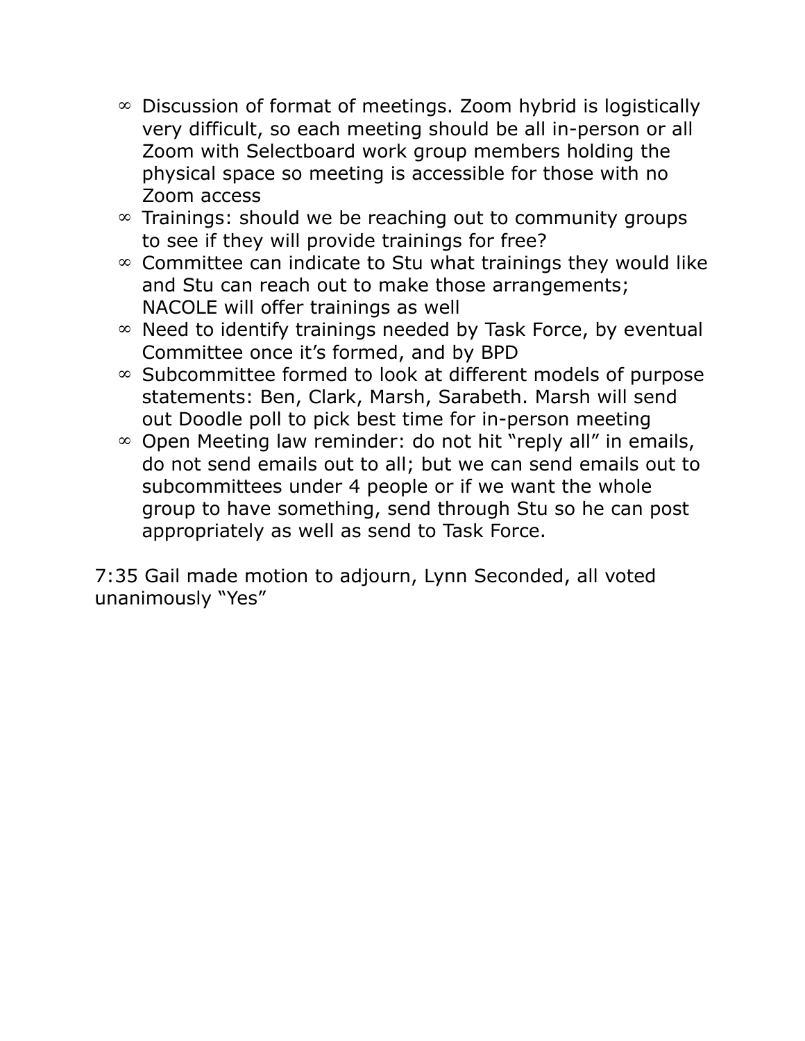- Discussion of format of meetings. Zoom hybrid is logistically very difficult, so each meeting should be all in-person or all Zoom with Selectboard work group members holding the physical space so meeting is accessible for those with no Zoom access
- Trainings: should we be reaching out to community groups to see if they will provide trainings for free?
- Committee can indicate to Stu what trainings they would like and Stu can reach out to make those arrangements; NACOLE will offer trainings as well
- Need to identify trainings needed by Task Force, by eventual Committee once it's formed, and by BPD
- Subcommittee formed to look at different models of purpose statements: Ben, Clark, Marsh, Sarabeth. Marsh will send out Doodle poll to pick best time for in-person meeting
- Open Meeting law reminder: do not hit "reply all" in emails, do not send emails out to all; but we can send emails out to subcommittees under 4 people or if we want the whole group to have something, send through Stu so he can post appropriately as well as send to Task Force.

7:35 Gail made motion to adjourn, Lynn Seconded, all voted unanimously "Yes"